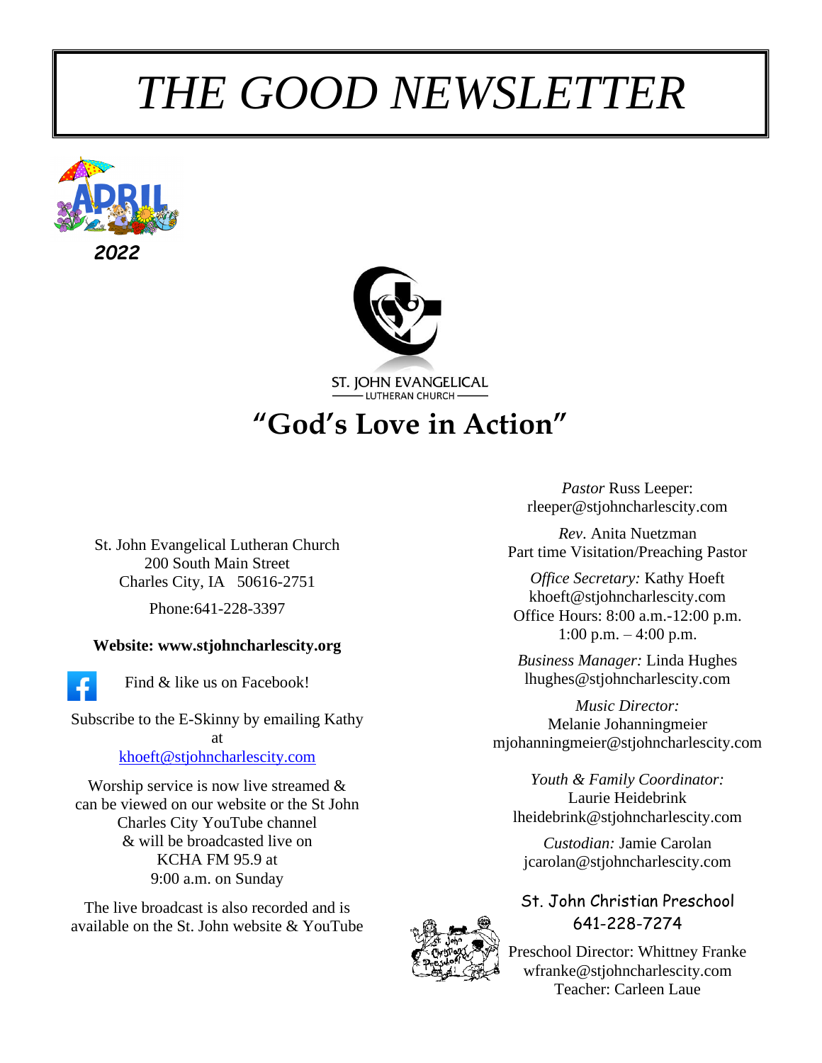# *THE GOOD NEWSLETTER*

APRIL

***2022***

ST. JOHN EVANGELICAL
LUTHERAN CHURCH

## "God's Love in Action"

St. John Evangelical Lutheran Church
200 South Main Street
Charles City, IA 50616-2751

Phone:641-228-3397

**Website: www.stjohncharlescity.org**

Find & like us on Facebook!

Subscribe to the E-Skinny by emailing Kathy at
khoeft@stjohncharlescity.com

Worship service is now live streamed & can be viewed on our website or the St John Charles City YouTube channel & will be broadcasted live on KCHA FM 95.9 at 9:00 a.m. on Sunday

The live broadcast is also recorded and is available on the St. John website & YouTube

*Pastor* Russ Leeper:
rleeper@stjohncharlescity.com

*Rev.* Anita Nuetzman
Part time Visitation/Preaching Pastor

*Office Secretary:* Kathy Hoeft
khoeft@stjohncharlescity.com
Office Hours: 8:00 a.m.-12:00 p.m.
1:00 p.m. – 4:00 p.m.

*Business Manager:* Linda Hughes
lhughes@stjohncharlescity.com

*Music Director:*
Melanie Johanningmeier
mjohanningmeier@stjohncharlescity.com

*Youth & Family Coordinator:*
Laurie Heidebrink
lheidebrink@stjohncharlescity.com

*Custodian:* Jamie Carolan
jcarolan@stjohncharlescity.com

St. John Christian Preschool
641-228-7274

Preschool Director: Whittney Franke
wfranke@stjohncharlescity.com
Teacher: Carleen Laue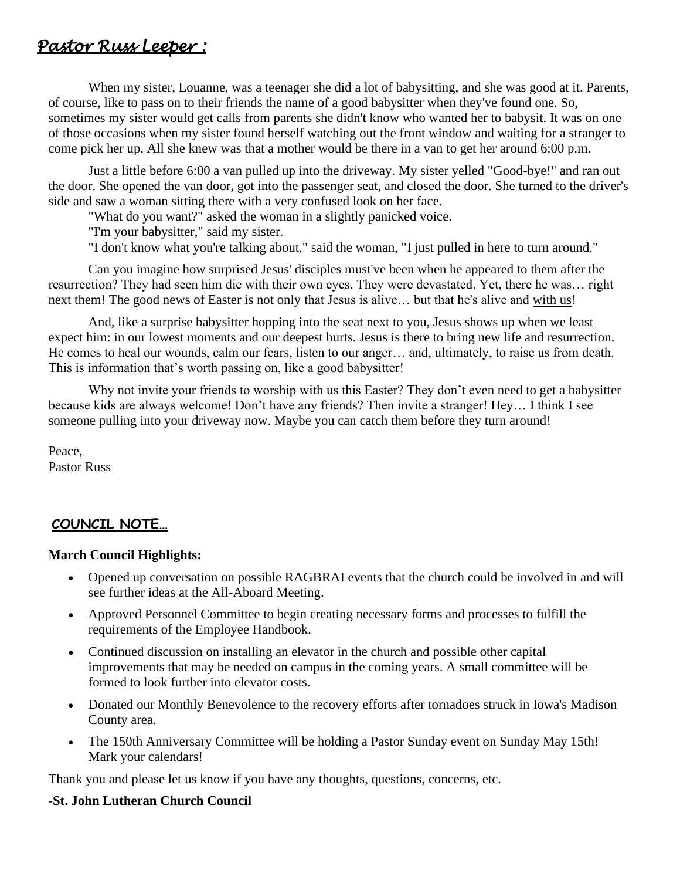## *Pastor Russ Leeper :*

When my sister, Louanne, was a teenager she did a lot of babysitting, and she was good at it. Parents, of course, like to pass on to their friends the name of a good babysitter when they've found one. So, sometimes my sister would get calls from parents she didn't know who wanted her to babysit. It was on one of those occasions when my sister found herself watching out the front window and waiting for a stranger to come pick her up. All she knew was that a mother would be there in a van to get her around 6:00 p.m.

Just a little before 6:00 a van pulled up into the driveway. My sister yelled "Good-bye!" and ran out the door. She opened the van door, got into the passenger seat, and closed the door. She turned to the driver's side and saw a woman sitting there with a very confused look on her face.

"What do you want?" asked the woman in a slightly panicked voice.

"I'm your babysitter," said my sister.

"I don't know what you're talking about," said the woman, "I just pulled in here to turn around."

Can you imagine how surprised Jesus' disciples must've been when he appeared to them after the resurrection? They had seen him die with their own eyes. They were devastated. Yet, there he was… right next them! The good news of Easter is not only that Jesus is alive… but that he's alive and <u>with us</u>!

And, like a surprise babysitter hopping into the seat next to you, Jesus shows up when we least expect him: in our lowest moments and our deepest hurts. Jesus is there to bring new life and resurrection. He comes to heal our wounds, calm our fears, listen to our anger… and, ultimately, to raise us from death. This is information that's worth passing on, like a good babysitter!

Why not invite your friends to worship with us this Easter? They don't even need to get a babysitter because kids are always welcome! Don't have any friends? Then invite a stranger! Hey… I think I see someone pulling into your driveway now. Maybe you can catch them before they turn around!

Peace,
Pastor Russ

## COUNCIL NOTE…

**March Council Highlights:**

- Opened up conversation on possible RAGBRAI events that the church could be involved in and will see further ideas at the All-Aboard Meeting.
- Approved Personnel Committee to begin creating necessary forms and processes to fulfill the requirements of the Employee Handbook.
- Continued discussion on installing an elevator in the church and possible other capital improvements that may be needed on campus in the coming years. A small committee will be formed to look further into elevator costs.
- Donated our Monthly Benevolence to the recovery efforts after tornadoes struck in Iowa's Madison County area.
- The 150th Anniversary Committee will be holding a Pastor Sunday event on Sunday May 15th! Mark your calendars!

Thank you and please let us know if you have any thoughts, questions, concerns, etc.

**-St. John Lutheran Church Council**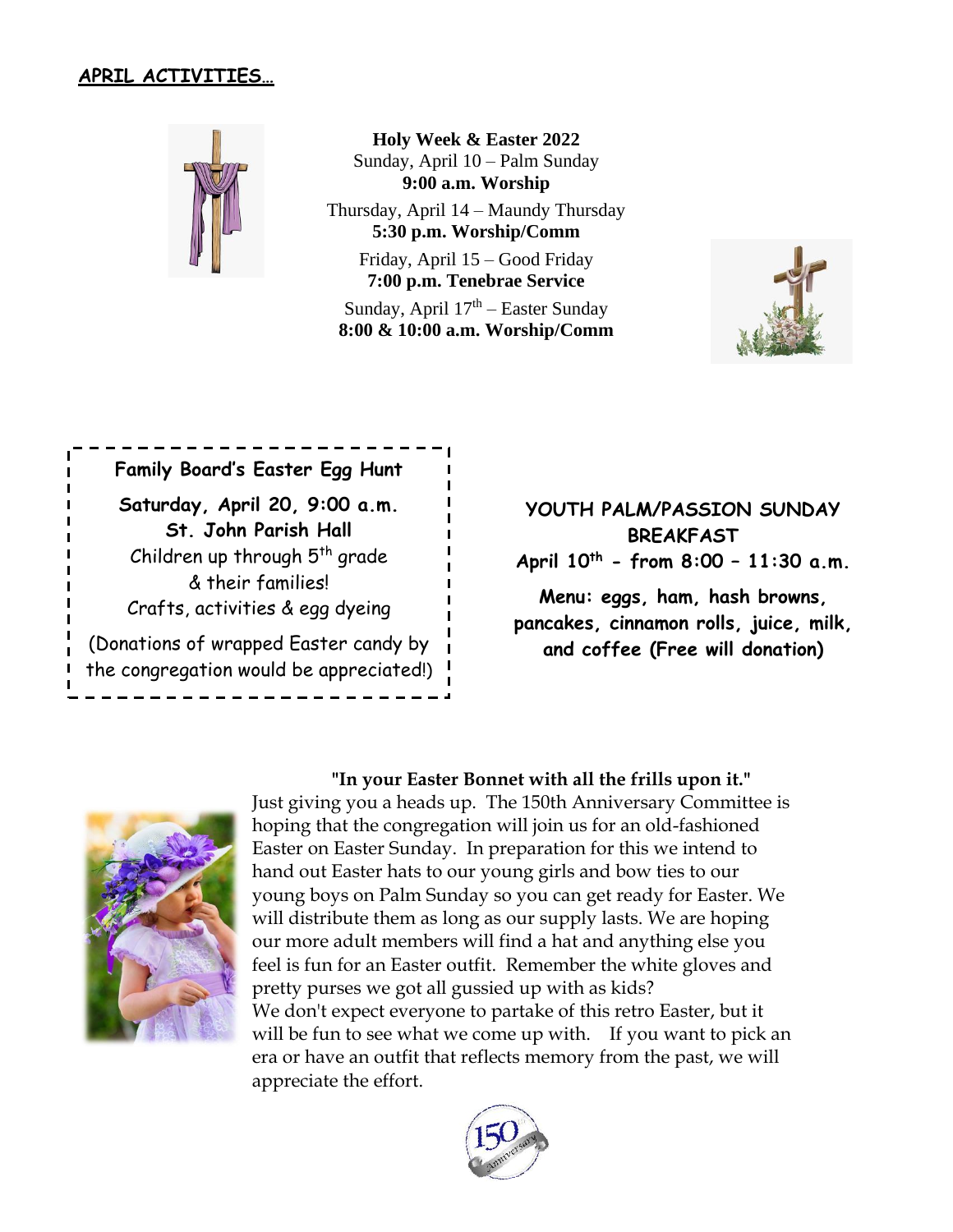## APRIL ACTIVITIES…

**Holy Week & Easter 2022**

Sunday, April 10 – Palm Sunday
**9:00 a.m. Worship**

Thursday, April 14 – Maundy Thursday
**5:30 p.m. Worship/Comm**

Friday, April 15 – Good Friday
**7:00 p.m. Tenebrae Service**

Sunday, April 17th – Easter Sunday
**8:00 & 10:00 a.m. Worship/Comm**

**Family Board's Easter Egg Hunt**

**Saturday, April 20, 9:00 a.m.**
**St. John Parish Hall**
Children up through 5th grade
& their families!
Crafts, activities & egg dyeing

(Donations of wrapped Easter candy by the congregation would be appreciated!)

**YOUTH PALM/PASSION SUNDAY BREAKFAST**
**April 10th - from 8:00 – 11:30 a.m.**

**Menu: eggs, ham, hash browns, pancakes, cinnamon rolls, juice, milk, and coffee (Free will donation)**

**"In your Easter Bonnet with all the frills upon it."**

Just giving you a heads up. The 150th Anniversary Committee is hoping that the congregation will join us for an old-fashioned Easter on Easter Sunday. In preparation for this we intend to hand out Easter hats to our young girls and bow ties to our young boys on Palm Sunday so you can get ready for Easter. We will distribute them as long as our supply lasts. We are hoping our more adult members will find a hat and anything else you feel is fun for an Easter outfit. Remember the white gloves and pretty purses we got all gussied up with as kids?
We don't expect everyone to partake of this retro Easter, but it will be fun to see what we come up with. If you want to pick an era or have an outfit that reflects memory from the past, we will appreciate the effort.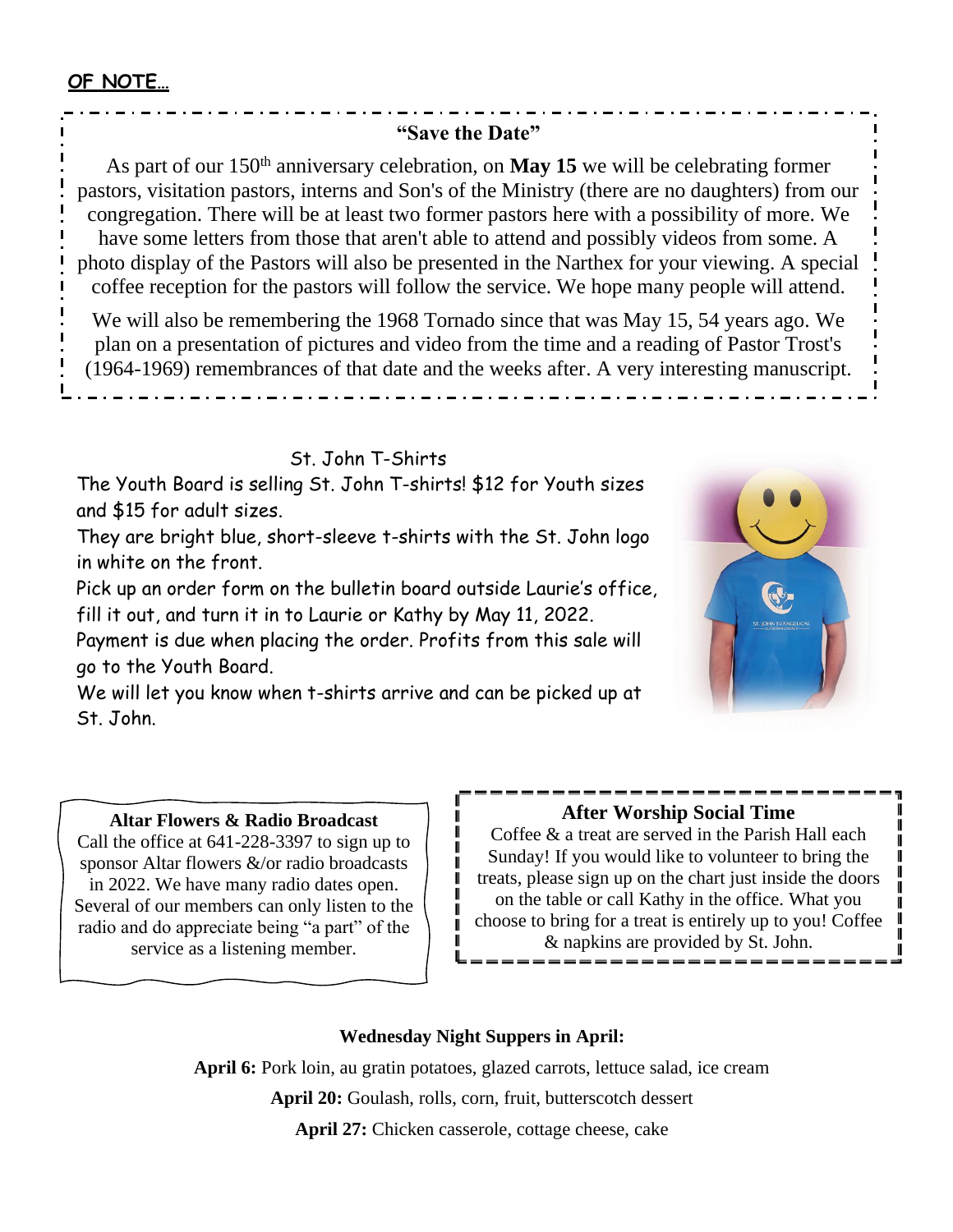**OF NOTE…**

### "Save the Date"

As part of our 150th anniversary celebration, on **May 15** we will be celebrating former pastors, visitation pastors, interns and Son's of the Ministry (there are no daughters) from our congregation. There will be at least two former pastors here with a possibility of more. We have some letters from those that aren't able to attend and possibly videos from some. A photo display of the Pastors will also be presented in the Narthex for your viewing. A special coffee reception for the pastors will follow the service. We hope many people will attend.

We will also be remembering the 1968 Tornado since that was May 15, 54 years ago. We plan on a presentation of pictures and video from the time and a reading of Pastor Trost's (1964-1969) remembrances of that date and the weeks after. A very interesting manuscript.

### St. John T-Shirts

The Youth Board is selling St. John T-shirts! $12 for Youth sizes and $15 for adult sizes.

They are bright blue, short-sleeve t-shirts with the St. John logo in white on the front.

Pick up an order form on the bulletin board outside Laurie's office, fill it out, and turn it in to Laurie or Kathy by May 11, 2022.

Payment is due when placing the order. Profits from this sale will go to the Youth Board.

We will let you know when t-shirts arrive and can be picked up at St. John.

### Altar Flowers & Radio Broadcast

Call the office at 641-228-3397 to sign up to sponsor Altar flowers &/or radio broadcasts in 2022. We have many radio dates open. Several of our members can only listen to the radio and do appreciate being "a part" of the service as a listening member.

### After Worship Social Time

Coffee & a treat are served in the Parish Hall each Sunday! If you would like to volunteer to bring the treats, please sign up on the chart just inside the doors on the table or call Kathy in the office. What you choose to bring for a treat is entirely up to you! Coffee & napkins are provided by St. John.

### Wednesday Night Suppers in April:

**April 6:** Pork loin, au gratin potatoes, glazed carrots, lettuce salad, ice cream

**April 20:** Goulash, rolls, corn, fruit, butterscotch dessert

**April 27:** Chicken casserole, cottage cheese, cake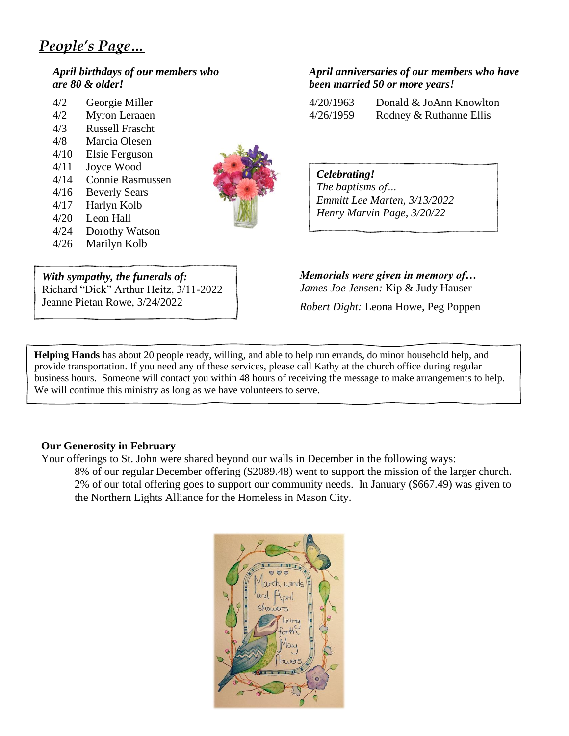# *People's Page…*

***April birthdays of our members who are 80 & older!***

| | |
|---|---|
| 4/2 | Georgie Miller |
| 4/2 | Myron Leraaen |
| 4/3 | Russell Frascht |
| 4/8 | Marcia Olesen |
| 4/10 | Elsie Ferguson |
| 4/11 | Joyce Wood |
| 4/14 | Connie Rasmussen |
| 4/16 | Beverly Sears |
| 4/17 | Harlyn Kolb |
| 4/20 | Leon Hall |
| 4/24 | Dorothy Watson |
| 4/26 | Marilyn Kolb |

***April anniversaries of our members who have been married 50 or more years!***

| | |
|---|---|
| 4/20/1963 | Donald & JoAnn Knowlton |
| 4/26/1959 | Rodney & Ruthanne Ellis |

***Celebrating!***
*The baptisms of…*
*Emmitt Lee Marten, 3/13/2022*
*Henry Marvin Page, 3/20/22*

***With sympathy, the funerals of:***
Richard "Dick" Arthur Heitz, 3/11-2022
Jeanne Pietan Rowe, 3/24/2022

***Memorials were given in memory of…***
*James Joe Jensen:* Kip & Judy Hauser

*Robert Dight:* Leona Howe, Peg Poppen

**Helping Hands** has about 20 people ready, willing, and able to help run errands, do minor household help, and provide transportation. If you need any of these services, please call Kathy at the church office during regular business hours. Someone will contact you within 48 hours of receiving the message to make arrangements to help. We will continue this ministry as long as we have volunteers to serve.

**Our Generosity in February**

Your offerings to St. John were shared beyond our walls in December in the following ways:

8% of our regular December offering ($2089.48) went to support the mission of the larger church. 2% of our total offering goes to support our community needs. In January ($667.49) was given to the Northern Lights Alliance for the Homeless in Mason City.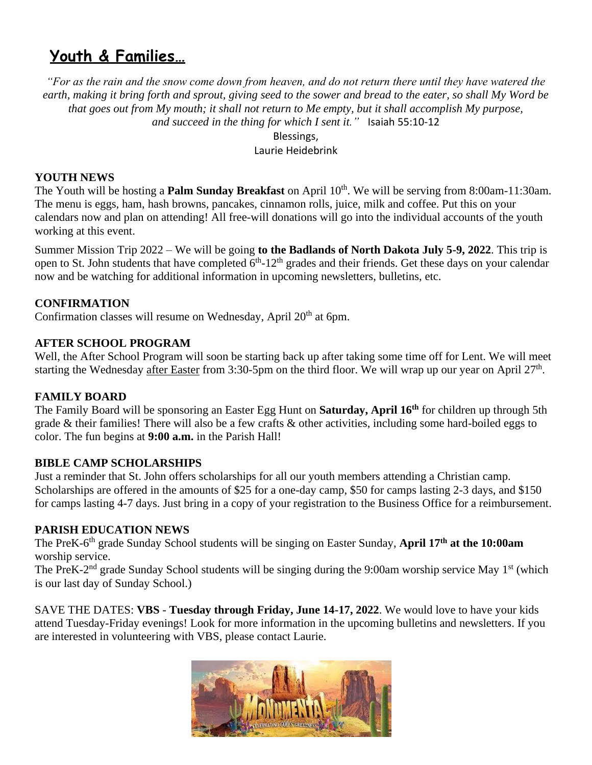## Youth & Families…

*"For as the rain and the snow come down from heaven, and do not return there until they have watered the earth, making it bring forth and sprout, giving seed to the sower and bread to the eater, so shall My Word be that goes out from My mouth; it shall not return to Me empty, but it shall accomplish My purpose, and succeed in the thing for which I sent it."* Isaiah 55:10-12

Blessings,
Laurie Heidebrink

**YOUTH NEWS**

The Youth will be hosting a **Palm Sunday Breakfast** on April 10th. We will be serving from 8:00am-11:30am. The menu is eggs, ham, hash browns, pancakes, cinnamon rolls, juice, milk and coffee. Put this on your calendars now and plan on attending! All free-will donations will go into the individual accounts of the youth working at this event.

Summer Mission Trip 2022 – We will be going **to the Badlands of North Dakota July 5-9, 2022**. This trip is open to St. John students that have completed 6th-12th grades and their friends. Get these days on your calendar now and be watching for additional information in upcoming newsletters, bulletins, etc.

**CONFIRMATION**

Confirmation classes will resume on Wednesday, April 20th at 6pm.

**AFTER SCHOOL PROGRAM**

Well, the After School Program will soon be starting back up after taking some time off for Lent. We will meet starting the Wednesday after Easter from 3:30-5pm on the third floor. We will wrap up our year on April 27th.

**FAMILY BOARD**

The Family Board will be sponsoring an Easter Egg Hunt on **Saturday, April 16th** for children up through 5th grade & their families! There will also be a few crafts & other activities, including some hard-boiled eggs to color. The fun begins at **9:00 a.m.** in the Parish Hall!

**BIBLE CAMP SCHOLARSHIPS**

Just a reminder that St. John offers scholarships for all our youth members attending a Christian camp. Scholarships are offered in the amounts of $25 for a one-day camp, $50 for camps lasting 2-3 days, and $150 for camps lasting 4-7 days. Just bring in a copy of your registration to the Business Office for a reimbursement.

**PARISH EDUCATION NEWS**

The PreK-6th grade Sunday School students will be singing on Easter Sunday, **April 17th at the 10:00am** worship service.

The PreK-2nd grade Sunday School students will be singing during the 9:00am worship service May 1st (which is our last day of Sunday School.)

SAVE THE DATES: **VBS - Tuesday through Friday, June 14-17, 2022**. We would love to have your kids attend Tuesday-Friday evenings! Look for more information in the upcoming bulletins and newsletters. If you are interested in volunteering with VBS, please contact Laurie.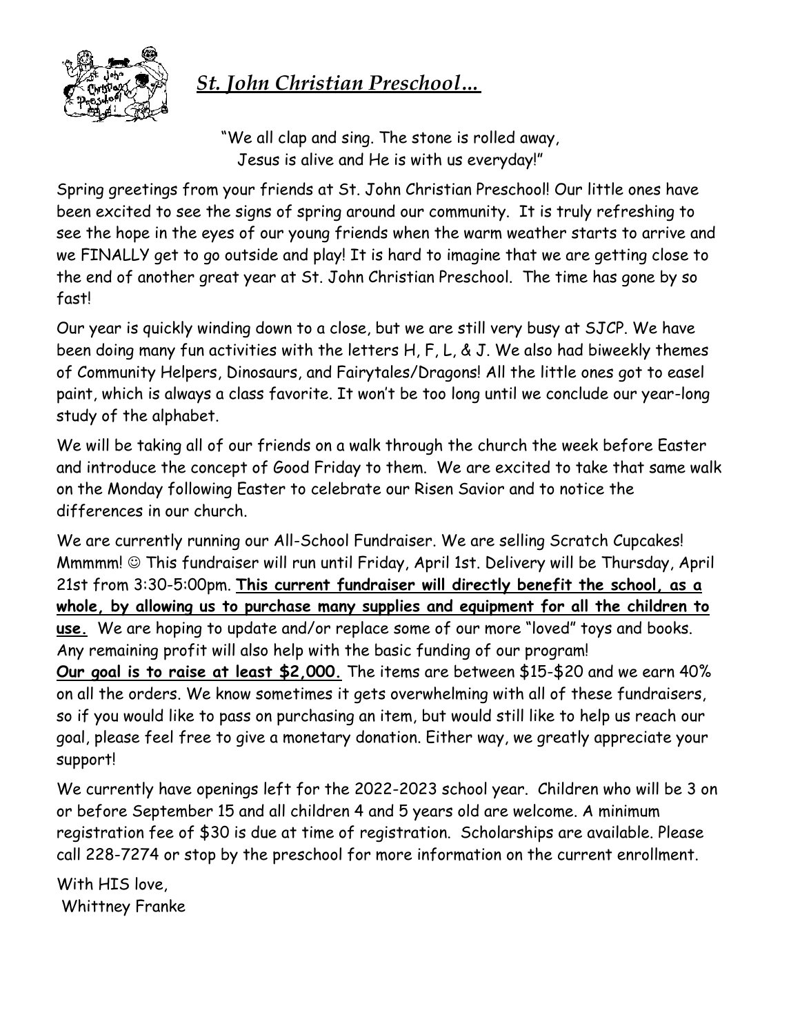## *St. John Christian Preschool…*

"We all clap and sing. The stone is rolled away,
Jesus is alive and He is with us everyday!"

Spring greetings from your friends at St. John Christian Preschool! Our little ones have been excited to see the signs of spring around our community. It is truly refreshing to see the hope in the eyes of our young friends when the warm weather starts to arrive and we FINALLY get to go outside and play! It is hard to imagine that we are getting close to the end of another great year at St. John Christian Preschool. The time has gone by so fast!

Our year is quickly winding down to a close, but we are still very busy at SJCP. We have been doing many fun activities with the letters H, F, L, & J. We also had biweekly themes of Community Helpers, Dinosaurs, and Fairytales/Dragons! All the little ones got to easel paint, which is always a class favorite. It won't be too long until we conclude our year-long study of the alphabet.

We will be taking all of our friends on a walk through the church the week before Easter and introduce the concept of Good Friday to them. We are excited to take that same walk on the Monday following Easter to celebrate our Risen Savior and to notice the differences in our church.

We are currently running our All-School Fundraiser. We are selling Scratch Cupcakes! Mmmmm! ☺ This fundraiser will run until Friday, April 1st. Delivery will be Thursday, April 21st from 3:30-5:00pm. **This current fundraiser will directly benefit the school, as a whole, by allowing us to purchase many supplies and equipment for all the children to use.** We are hoping to update and/or replace some of our more "loved" toys and books. Any remaining profit will also help with the basic funding of our program!
**Our goal is to raise at least $2,000.** The items are between $15-$20 and we earn 40% on all the orders. We know sometimes it gets overwhelming with all of these fundraisers, so if you would like to pass on purchasing an item, but would still like to help us reach our goal, please feel free to give a monetary donation. Either way, we greatly appreciate your support!

We currently have openings left for the 2022-2023 school year. Children who will be 3 on or before September 15 and all children 4 and 5 years old are welcome. A minimum registration fee of $30 is due at time of registration. Scholarships are available. Please call 228-7274 or stop by the preschool for more information on the current enrollment.

With HIS love,
Whittney Franke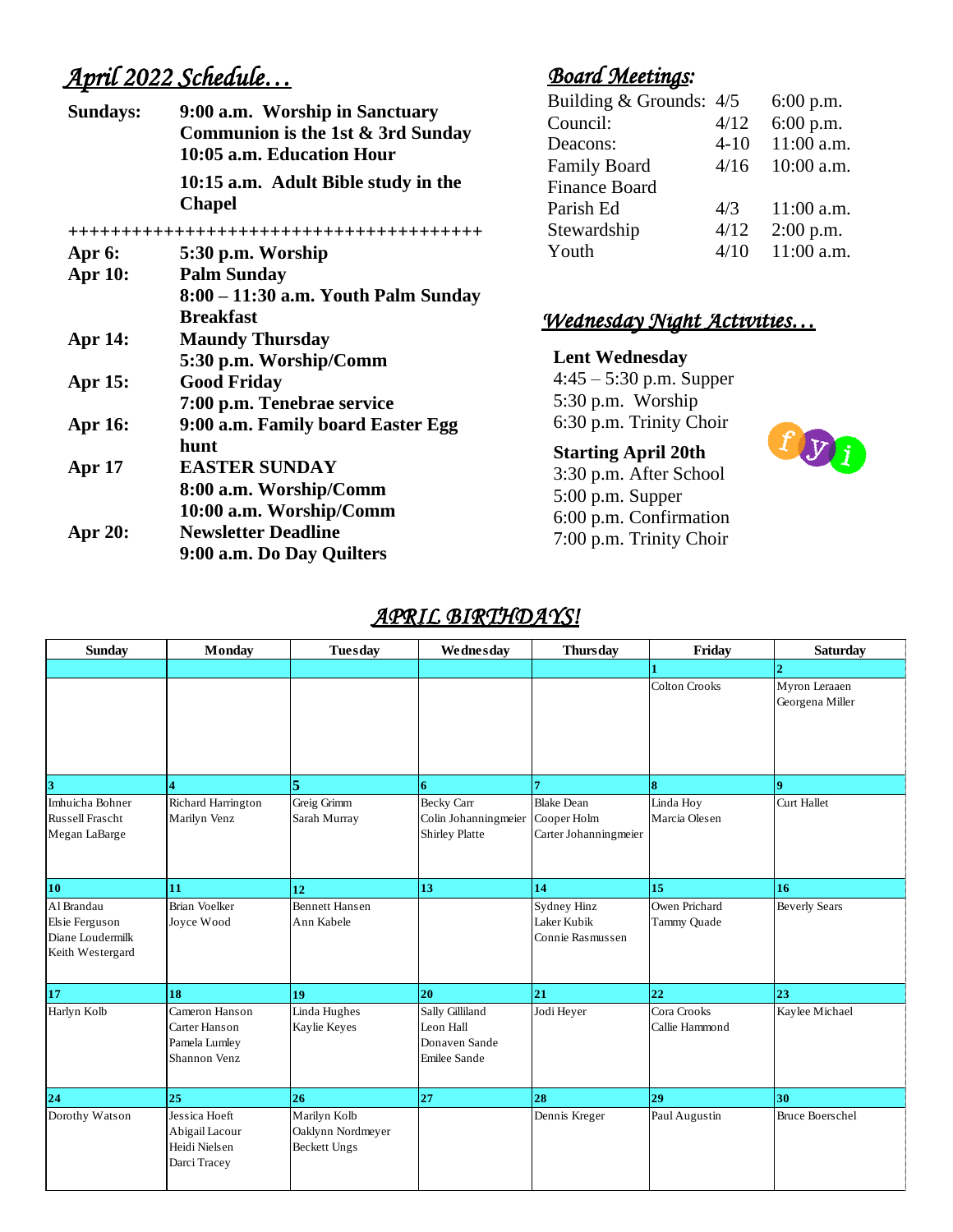## April 2022 Schedule…

| | |
|---|---|
| **Sundays:** | **9:00 a.m. Worship in Sanctuary** |
| | **Communion is the 1st & 3rd Sunday** |
| | **10:05 a.m. Education Hour** |
| | **10:15 a.m. Adult Bible study in the Chapel** |

++++++++++++++++++++++++++++++++++++++++

| | |
|---|---|
| **Apr 6:** | **5:30 p.m. Worship** |
| **Apr 10:** | **Palm Sunday** |
| | **8:00 – 11:30 a.m. Youth Palm Sunday Breakfast** |
| **Apr 14:** | **Maundy Thursday** |
| | **5:30 p.m. Worship/Comm** |
| **Apr 15:** | **Good Friday** |
| | **7:00 p.m. Tenebrae service** |
| **Apr 16:** | **9:00 a.m. Family board Easter Egg hunt** |
| **Apr 17** | **EASTER SUNDAY** |
| | **8:00 a.m. Worship/Comm** |
| | **10:00 a.m. Worship/Comm** |
| **Apr 20:** | **Newsletter Deadline** |
| | **9:00 a.m. Do Day Quilters** |

## Board Meetings:

| | | |
|---|---|---|
| Building & Grounds: | 4/5 | 6:00 p.m. |
| Council: | 4/12 | 6:00 p.m. |
| Deacons: | 4-10 | 11:00 a.m. |
| Family Board | 4/16 | 10:00 a.m. |
| Finance Board | | |
| Parish Ed | 4/3 | 11:00 a.m. |
| Stewardship | 4/12 | 2:00 p.m. |
| Youth | 4/10 | 11:00 a.m. |

## Wednesday Night Activities…

**Lent Wednesday**
4:45 – 5:30 p.m. Supper
5:30 p.m. Worship
6:30 p.m. Trinity Choir

**Starting April 20th**
3:30 p.m. After School
5:00 p.m. Supper
6:00 p.m. Confirmation
7:00 p.m. Trinity Choir

## APRIL BIRTHDAYS!

| Sunday | Monday | Tuesday | Wednesday | Thursday | Friday | Saturday |
|---|---|---|---|---|---|---|
| | | | | | **1** | **2** |
| | | | | | Colton Crooks | Myron Leraaen<br>Georgena Miller |
| **3** | **4** | **5** | **6** | **7** | **8** | **9** |
| Imhuicha Bohner<br>Russell Frascht<br>Megan LaBarge | Richard Harrington<br>Marilyn Venz | Greig Grimm<br>Sarah Murray | Becky Carr<br>Colin Johanningmeier<br>Shirley Platte | Blake Dean<br>Cooper Holm<br>Carter Johanningmeier | Linda Hoy<br>Marcia Olesen | Curt Hallet |
| **10** | **11** | **12** | **13** | **14** | **15** | **16** |
| Al Brandau<br>Elsie Ferguson<br>Diane Loudermilk<br>Keith Westergard | Brian Voelker<br>Joyce Wood | Bennett Hansen<br>Ann Kabele | | Sydney Hinz<br>Laker Kubik<br>Connie Rasmussen | Owen Prichard<br>Tammy Quade | Beverly Sears |
| **17** | **18** | **19** | **20** | **21** | **22** | **23** |
| Harlyn Kolb | Cameron Hanson<br>Carter Hanson<br>Pamela Lumley<br>Shannon Venz | Linda Hughes<br>Kaylie Keyes | Sally Gilliland<br>Leon Hall<br>Donaven Sande<br>Emilee Sande | Jodi Heyer | Cora Crooks<br>Callie Hammond | Kaylee Michael |
| **24** | **25** | **26** | **27** | **28** | **29** | **30** |
| Dorothy Watson | Jessica Hoeft<br>Abigail Lacour<br>Heidi Nielsen<br>Darci Tracey | Marilyn Kolb<br>Oaklynn Nordmeyer<br>Beckett Ungs | | Dennis Kreger | Paul Augustin | Bruce Boerschel |